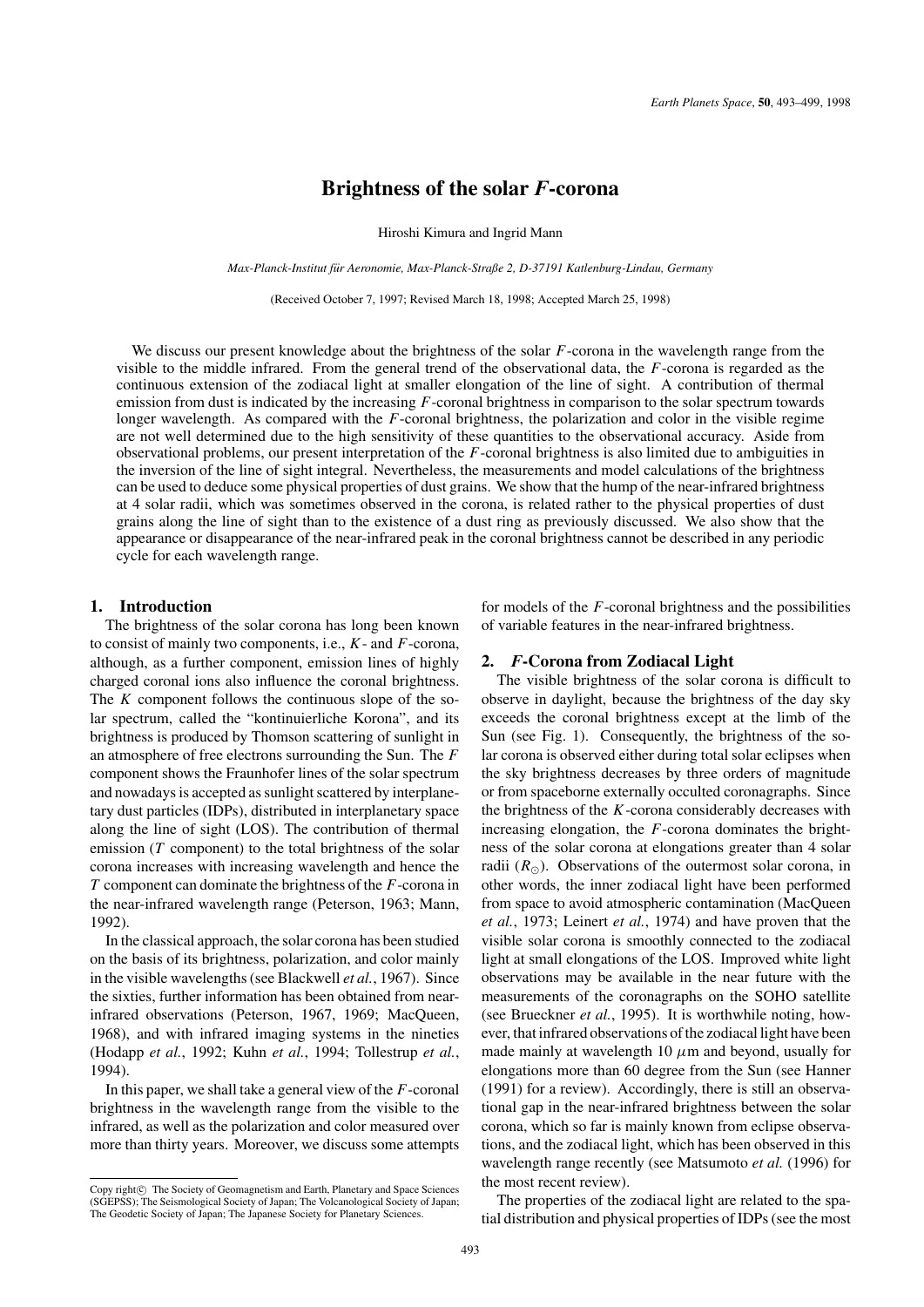# Brightness of the solar *F*-corona

Hiroshi Kimura and Ingrid Mann

*Max-Planck-Institut für Aeronomie, Max-Planck-Straße 2, D-37191 Katlenburg-Lindau, Germany*

(Received October 7, 1997; Revised March 18, 1998; Accepted March 25, 1998)

We discuss our present knowledge about the brightness of the solar *F*-corona in the wavelength range from the visible to the middle infrared. From the general trend of the observational data, the *F*-corona is regarded as the continuous extension of the zodiacal light at smaller elongation of the line of sight. A contribution of thermal emission from dust is indicated by the increasing *F*-coronal brightness in comparison to the solar spectrum towards longer wavelength. As compared with the *F*-coronal brightness, the polarization and color in the visible regime are not well determined due to the high sensitivity of these quantities to the observational accuracy. Aside from observational problems, our present interpretation of the *F*-coronal brightness is also limited due to ambiguities in the inversion of the line of sight integral. Nevertheless, the measurements and model calculations of the brightness can be used to deduce some physical properties of dust grains. We show that the hump of the near-infrared brightness at 4 solar radii, which was sometimes observed in the corona, is related rather to the physical properties of dust grains along the line of sight than to the existence of a dust ring as previously discussed. We also show that the appearance or disappearance of the near-infrared peak in the coronal brightness cannot be described in any periodic cycle for each wavelength range.

## 1. Introduction

The brightness of the solar corona has long been known to consist of mainly two components, i.e., *K*- and *F*-corona, although, as a further component, emission lines of highly charged coronal ions also influence the coronal brightness. The *K* component follows the continuous slope of the solar spectrum, called the "kontinuierliche Korona", and its brightness is produced by Thomson scattering of sunlight in an atmosphere of free electrons surrounding the Sun. The *F* component shows the Fraunhofer lines of the solar spectrum and nowadays is accepted as sunlight scattered by interplanetary dust particles (IDPs), distributed in interplanetary space along the line of sight (LOS). The contribution of thermal emission (*T* component) to the total brightness of the solar corona increases with increasing wavelength and hence the *T* component can dominate the brightness of the *F*-corona in the near-infrared wavelength range (Peterson, 1963; Mann, 1992).

In the classical approach, the solar corona has been studied on the basis of its brightness, polarization, and color mainly in the visible wavelengths (see Blackwell *et al.*, 1967). Since the sixties, further information has been obtained from near-infrared observations (Peterson, 1967, 1969; MacQueen, 1968), and with infrared imaging systems in the nineties (Hodapp *et al.*, 1992; Kuhn *et al.*, 1994; Tollestrup *et al.*, 1994).

In this paper, we shall take a general view of the *F*-coronal brightness in the wavelength range from the visible to the infrared, as well as the polarization and color measured over more than thirty years. Moreover, we discuss some attempts for models of the *F*-coronal brightness and the possibilities of variable features in the near-infrared brightness.

## 2. *F*-Corona from Zodiacal Light

The visible brightness of the solar corona is difficult to observe in daylight, because the brightness of the day sky exceeds the coronal brightness except at the limb of the Sun (see Fig. 1). Consequently, the brightness of the solar corona is observed either during total solar eclipses when the sky brightness decreases by three orders of magnitude or from spaceborne externally occulted coronagraphs. Since the brightness of the *K*-corona considerably decreases with increasing elongation, the *F*-corona dominates the brightness of the solar corona at elongations greater than 4 solar radii ($R_\odot$). Observations of the outermost solar corona, in other words, the inner zodiacal light have been performed from space to avoid atmospheric contamination (MacQueen *et al.*, 1973; Leinert *et al.*, 1974) and have proven that the visible solar corona is smoothly connected to the zodiacal light at small elongations of the LOS. Improved white light observations may be available in the near future with the measurements of the coronagraphs on the SOHO satellite (see Brueckner *et al.*, 1995). It is worthwhile noting, however, that infrared observations of the zodiacal light have been made mainly at wavelength 10 $\mu$m and beyond, usually for elongations more than 60 degree from the Sun (see Hanner (1991) for a review). Accordingly, there is still an observational gap in the near-infrared brightness between the solar corona, which so far is mainly known from eclipse observations, and the zodiacal light, which has been observed in this wavelength range recently (see Matsumoto *et al.* (1996) for the most recent review).

The properties of the zodiacal light are related to the spatial distribution and physical properties of IDPs (see the most

Copy right© The Society of Geomagnetism and Earth, Planetary and Space Sciences (SGEPSS); The Seismological Society of Japan; The Volcanological Society of Japan; The Geodetic Society of Japan; The Japanese Society for Planetary Sciences.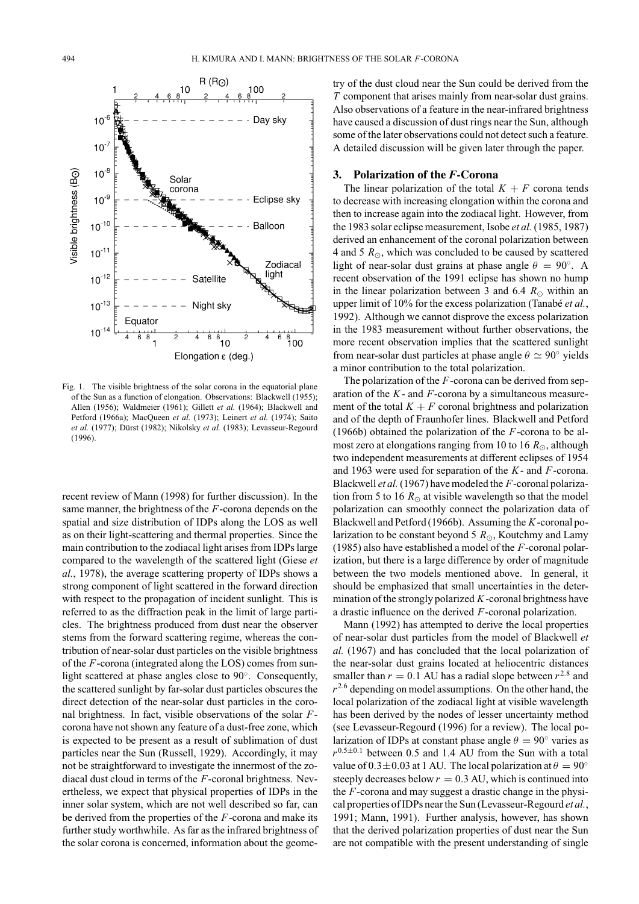Fig. 1. The visible brightness of the solar corona in the equatorial plane of the Sun as a function of elongation. Observations: Blackwell (1955); Allen (1956); Waldmeier (1961); Gillett *et al.* (1964); Blackwell and Petford (1966a); MacQueen *et al.* (1973); Leinert *et al.* (1974); Saito *et al.* (1977); Dürst (1982); Nikolsky *et al.* (1983); Levasseur-Regourd (1996).

recent review of Mann (1998) for further discussion). In the same manner, the brightness of the $F$-corona depends on the spatial and size distribution of IDPs along the LOS as well as on their light-scattering and thermal properties. Since the main contribution to the zodiacal light arises from IDPs large compared to the wavelength of the scattered light (Giese *et al.*, 1978), the average scattering property of IDPs shows a strong component of light scattered in the forward direction with respect to the propagation of incident sunlight. This is referred to as the diffraction peak in the limit of large particles. The brightness produced from dust near the observer stems from the forward scattering regime, whereas the contribution of near-solar dust particles on the visible brightness of the $F$-corona (integrated along the LOS) comes from sunlight scattered at phase angles close to 90°. Consequently, the scattered sunlight by far-solar dust particles obscures the direct detection of the near-solar dust particles in the coronal brightness. In fact, visible observations of the solar $F$-corona have not shown any feature of a dust-free zone, which is expected to be present as a result of sublimation of dust particles near the Sun (Russell, 1929). Accordingly, it may not be straightforward to investigate the innermost of the zodiacal dust cloud in terms of the $F$-coronal brightness. Nevertheless, we expect that physical properties of IDPs in the inner solar system, which are not well described so far, can be derived from the properties of the $F$-corona and make its further study worthwhile. As far as the infrared brightness of the solar corona is concerned, information about the geometry of the dust cloud near the Sun could be derived from the $T$ component that arises mainly from near-solar dust grains. Also observations of a feature in the near-infrared brightness have caused a discussion of dust rings near the Sun, although some of the later observations could not detect such a feature. A detailed discussion will be given later through the paper.

## 3. Polarization of the *F*-Corona

The linear polarization of the total $K + F$ corona tends to decrease with increasing elongation within the corona and then to increase again into the zodiacal light. However, from the 1983 solar eclipse measurement, Isobe *et al.* (1985, 1987) derived an enhancement of the coronal polarization between 4 and 5 $R_\odot$, which was concluded to be caused by scattered light of near-solar dust grains at phase angle $\theta = 90°$. A recent observation of the 1991 eclipse has shown no hump in the linear polarization between 3 and 6.4 $R_\odot$ within an upper limit of 10% for the excess polarization (Tanabé *et al.*, 1992). Although we cannot disprove the excess polarization in the 1983 measurement without further observations, the more recent observation implies that the scattered sunlight from near-solar dust particles at phase angle $\theta \simeq 90°$ yields a minor contribution to the total polarization.

The polarization of the $F$-corona can be derived from separation of the $K$- and $F$-corona by a simultaneous measurement of the total $K + F$ coronal brightness and polarization and of the depth of Fraunhofer lines. Blackwell and Petford (1966b) obtained the polarization of the $F$-corona to be almost zero at elongations ranging from 10 to 16 $R_\odot$, although two independent measurements at different eclipses of 1954 and 1963 were used for separation of the $K$- and $F$-corona. Blackwell *et al.* (1967) have modeled the $F$-coronal polarization from 5 to 16 $R_\odot$ at visible wavelength so that the model polarization can smoothly connect the polarization data of Blackwell and Petford (1966b). Assuming the $K$-coronal polarization to be constant beyond 5 $R_\odot$, Koutchmy and Lamy (1985) also have established a model of the $F$-coronal polarization, but there is a large difference by order of magnitude between the two models mentioned above. In general, it should be emphasized that small uncertainties in the determination of the strongly polarized $K$-coronal brightness have a drastic influence on the derived $F$-coronal polarization.

Mann (1992) has attempted to derive the local properties of near-solar dust particles from the model of Blackwell *et al.* (1967) and has concluded that the local polarization of the near-solar dust grains located at heliocentric distances smaller than $r = 0.1$ AU has a radial slope between $r^{2.8}$ and $r^{2.6}$ depending on model assumptions. On the other hand, the local polarization of the zodiacal light at visible wavelength has been derived by the nodes of lesser uncertainty method (see Levasseur-Regourd (1996) for a review). The local polarization of IDPs at constant phase angle $\theta = 90°$ varies as $r^{0.5\pm0.1}$ between 0.5 and 1.4 AU from the Sun with a total value of $0.3 \pm 0.03$ at 1 AU. The local polarization at $\theta = 90°$ steeply decreases below $r = 0.3$ AU, which is continued into the $F$-corona and may suggest a drastic change in the physical properties of IDPs near the Sun (Levasseur-Regourd *et al.*, 1991; Mann, 1991). Further analysis, however, has shown that the derived polarization properties of dust near the Sun are not compatible with the present understanding of single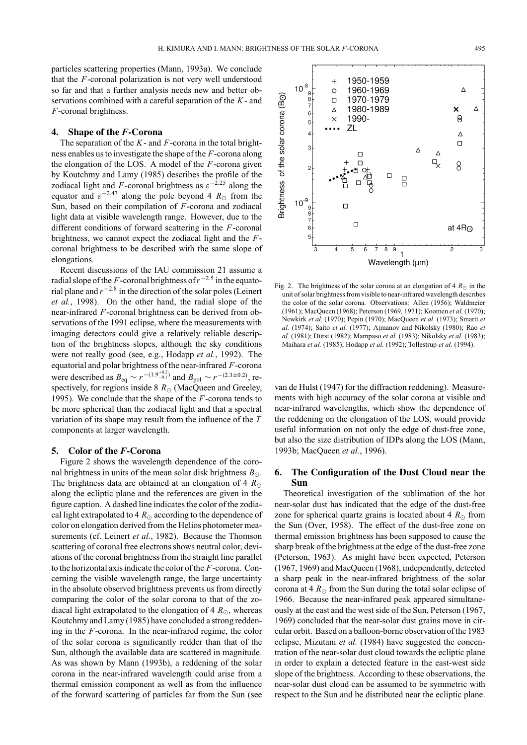particles scattering properties (Mann, 1993a). We conclude that the $F$-coronal polarization is not very well understood so far and that a further analysis needs new and better observations combined with a careful separation of the $K$- and $F$-coronal brightness.

## 4. Shape of the *F*-Corona

The separation of the $K$- and $F$-corona in the total brightness enables us to investigate the shape of the $F$-corona along the elongation of the LOS. A model of the $F$-corona given by Koutchmy and Lamy (1985) describes the profile of the zodiacal light and $F$-coronal brightness as $\varepsilon^{-2.25}$ along the equator and $\varepsilon^{-2.47}$ along the pole beyond 4 $R_{\odot}$ from the Sun, based on their compilation of $F$-corona and zodiacal light data at visible wavelength range. However, due to the different conditions of forward scattering in the $F$-coronal brightness, we cannot expect the zodiacal light and the $F$-coronal brightness to be described with the same slope of elongations.

Recent discussions of the IAU commission 21 assume a radial slope of the $F$-coronal brightness of $r^{-2.5}$ in the equatorial plane and $r^{-2.8}$ in the direction of the solar poles (Leinert *et al.*, 1998). On the other hand, the radial slope of the near-infrared $F$-coronal brightness can be derived from observations of the 1991 eclipse, where the measurements with imaging detectors could give a relatively reliable description of the brightness slopes, although the sky conditions were not really good (see, e.g., Hodapp *et al.*, 1992). The equatorial and polar brightness of the near-infrared $F$-corona were described as $B_{\mathrm{eq}} \sim r^{-(1.9^{+0.2}_{-0.1})}$ and $B_{\mathrm{pol}} \sim r^{-(2.3\pm0.2)}$, respectively, for regions inside 8 $R_{\odot}$ (MacQueen and Greeley, 1995). We conclude that the shape of the $F$-corona tends to be more spherical than the zodiacal light and that a spectral variation of its shape may result from the influence of the $T$ components at larger wavelength.

## 5. Color of the *F*-Corona

Figure 2 shows the wavelength dependence of the coronal brightness in units of the mean solar disk brightness $B_{\odot}$. The brightness data are obtained at an elongation of 4 $R_{\odot}$ along the ecliptic plane and the references are given in the figure caption. A dashed line indicates the color of the zodiacal light extrapolated to 4 $R_{\odot}$ according to the dependence of color on elongation derived from the Helios photometer measurements (cf. Leinert *et al.*, 1982). Because the Thomson scattering of coronal free electrons shows neutral color, deviations of the coronal brightness from the straight line parallel to the horizontal axis indicate the color of the $F$-corona. Concerning the visible wavelength range, the large uncertainty in the absolute observed brightness prevents us from directly comparing the color of the solar corona to that of the zodiacal light extrapolated to the elongation of 4 $R_{\odot}$, whereas Koutchmy and Lamy (1985) have concluded a strong reddening in the $F$-corona. In the near-infrared regime, the color of the solar corona is significantly redder than that of the Sun, although the available data are scattered in magnitude. As was shown by Mann (1993b), a reddening of the solar corona in the near-infrared wavelength could arise from a thermal emission component as well as from the influence of the forward scattering of particles far from the Sun (see van de Hulst (1947) for the diffraction reddening). Measurements with high accuracy of the solar corona at visible and near-infrared wavelengths, which show the dependence of the reddening on the elongation of the LOS, would provide useful information on not only the edge of dust-free zone, but also the size distribution of IDPs along the LOS (Mann, 1993b; MacQueen *et al.*, 1996).

Fig. 2. The brightness of the solar corona at an elongation of 4 $R_{\odot}$ in the unit of solar brightness from visible to near-infrared wavelength describes the color of the solar corona. Observations: Allen (1956); Waldmeier (1961); MacQueen (1968); Peterson (1969, 1971); Koomen *et al.* (1970); Newkirk *et al.* (1970); Pepin (1970); MacQueen *et al.* (1973); Smartt *et al.* (1974); Saito *et al.* (1977); Ajmanov and Nikolsky (1980); Rao *et al.* (1981); Dürst (1982); Mampaso *et al.* (1983); Nikolsky *et al.* (1983); Maihara *et al.* (1985); Hodapp *et al.* (1992); Tollestrup *et al.* (1994).

## 6. The Configuration of the Dust Cloud near the Sun

Theoretical investigation of the sublimation of the hot near-solar dust has indicated that the edge of the dust-free zone for spherical quartz grains is located about 4 $R_{\odot}$ from the Sun (Over, 1958). The effect of the dust-free zone on thermal emission brightness has been supposed to cause the sharp break of the brightness at the edge of the dust-free zone (Peterson, 1963). As might have been expected, Peterson (1967, 1969) and MacQueen (1968), independently, detected a sharp peak in the near-infrared brightness of the solar corona at 4 $R_{\odot}$ from the Sun during the total solar eclipse of 1966. Because the near-infrared peak appeared simultaneously at the east and the west side of the Sun, Peterson (1967, 1969) concluded that the near-solar dust grains move in circular orbit. Based on a balloon-borne observation of the 1983 eclipse, Mizutani *et al.* (1984) have suggested the concentration of the near-solar dust cloud towards the ecliptic plane in order to explain a detected feature in the east-west side slope of the brightness. According to these observations, the near-solar dust cloud can be assumed to be symmetric with respect to the Sun and be distributed near the ecliptic plane.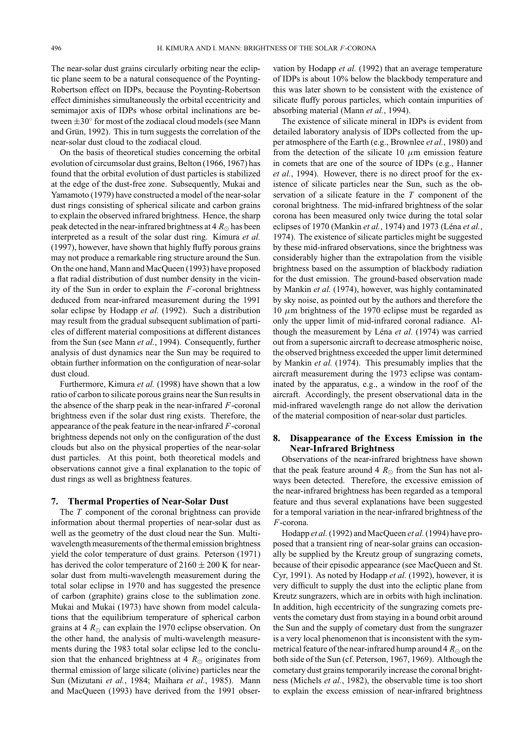The near-solar dust grains circularly orbiting near the ecliptic plane seem to be a natural consequence of the Poynting-Robertson effect on IDPs, because the Poynting-Robertson effect diminishes simultaneously the orbital eccentricity and semimajor axis of IDPs whose orbital inclinations are between $\pm 30^{\circ}$ for most of the zodiacal cloud models (see Mann and Grün, 1992). This in turn suggests the correlation of the near-solar dust cloud to the zodiacal cloud.

On the basis of theoretical studies concerning the orbital evolution of circumsolar dust grains, Belton (1966, 1967) has found that the orbital evolution of dust particles is stabilized at the edge of the dust-free zone. Subsequently, Mukai and Yamamoto (1979) have constructed a model of the near-solar dust rings consisting of spherical silicate and carbon grains to explain the observed infrared brightness. Hence, the sharp peak detected in the near-infrared brightness at 4 $R_{\odot}$ has been interpreted as a result of the solar dust ring. Kimura *et al.* (1997), however, have shown that highly fluffy porous grains may not produce a remarkable ring structure around the Sun. On the one hand, Mann and MacQueen (1993) have proposed a flat radial distribution of dust number density in the vicinity of the Sun in order to explain the $F$-coronal brightness deduced from near-infrared measurement during the 1991 solar eclipse by Hodapp *et al.* (1992). Such a distribution may result from the gradual subsequent sublimation of particles of different material compositions at different distances from the Sun (see Mann *et al.*, 1994). Consequently, further analysis of dust dynamics near the Sun may be required to obtain further information on the configuration of near-solar dust cloud.

Furthermore, Kimura *et al.* (1998) have shown that a low ratio of carbon to silicate porous grains near the Sun results in the absence of the sharp peak in the near-infrared $F$-coronal brightness even if the solar dust ring exists. Therefore, the appearance of the peak feature in the near-infrared $F$-coronal brightness depends not only on the configuration of the dust clouds but also on the physical properties of the near-solar dust particles. At this point, both theoretical models and observations cannot give a final explanation to the topic of dust rings as well as brightness features.

## 7. Thermal Properties of Near-Solar Dust

The $T$ component of the coronal brightness can provide information about thermal properties of near-solar dust as well as the geometry of the dust cloud near the Sun. Multi-wavelength measurements of the thermal emission brightness yield the color temperature of dust grains. Peterson (1971) has derived the color temperature of $2160 \pm 200$ K for near-solar dust from multi-wavelength measurement during the total solar eclipse in 1970 and has suggested the presence of carbon (graphite) grains close to the sublimation zone. Mukai and Mukai (1973) have shown from model calculations that the equilibrium temperature of spherical carbon grains at 4 $R_{\odot}$ can explain the 1970 eclipse observation. On the other hand, the analysis of multi-wavelength measurements during the 1983 total solar eclipse led to the conclusion that the enhanced brightness at 4 $R_{\odot}$ originates from thermal emission of large silicate (olivine) particles near the Sun (Mizutani *et al.*, 1984; Maihara *et al.*, 1985). Mann and MacQueen (1993) have derived from the 1991 observation by Hodapp *et al.* (1992) that an average temperature of IDPs is about 10% below the blackbody temperature and this was later shown to be consistent with the existence of silicate fluffy porous particles, which contain impurities of absorbing material (Mann *et al.*, 1994).

The existence of silicate mineral in IDPs is evident from detailed laboratory analysis of IDPs collected from the upper atmosphere of the Earth (e.g., Brownlee *et al.*, 1980) and from the detection of the silicate 10 $\mu$m emission feature in comets that are one of the source of IDPs (e.g., Hanner *et al.*, 1994). However, there is no direct proof for the existence of silicate particles near the Sun, such as the observation of a silicate feature in the $T$ component of the coronal brightness. The mid-infrared brightness of the solar corona has been measured only twice during the total solar eclipses of 1970 (Mankin *et al.*, 1974) and 1973 (Léna *et al.*, 1974). The existence of silicate particles might be suggested by these mid-infrared observations, since the brightness was considerably higher than the extrapolation from the visible brightness based on the assumption of blackbody radiation for the dust emission. The ground-based observation made by Mankin *et al.* (1974), however, was highly contaminated by sky noise, as pointed out by the authors and therefore the 10 $\mu$m brightness of the 1970 eclipse must be regarded as only the upper limit of mid-infrared coronal radiance. Although the measurement by Léna *et al.* (1974) was carried out from a supersonic aircraft to decrease atmospheric noise, the observed brightness exceeded the upper limit determined by Mankin *et al.* (1974). This presumably implies that the aircraft measurement during the 1973 eclipse was contaminated by the apparatus, e.g., a window in the roof of the aircraft. Accordingly, the present observational data in the mid-infrared wavelength range do not allow the derivation of the material composition of near-solar dust particles.

## 8. Disappearance of the Excess Emission in the Near-Infrared Brightness

Observations of the near-infrared brightness have shown that the peak feature around 4 $R_{\odot}$ from the Sun has not always been detected. Therefore, the excessive emission of the near-infrared brightness has been regarded as a temporal feature and thus several explanations have been suggested for a temporal variation in the near-infrared brightness of the $F$-corona.

Hodapp *et al.* (1992) and MacQueen *et al.* (1994) have proposed that a transient ring of near-solar grains can occasionally be supplied by the Kreutz group of sungrazing comets, because of their episodic appearance (see MacQueen and St. Cyr, 1991). As noted by Hodapp *et al.* (1992), however, it is very difficult to supply the dust into the ecliptic plane from Kreutz sungrazers, which are in orbits with high inclination. In addition, high eccentricity of the sungrazing comets prevents the cometary dust from staying in a bound orbit around the Sun and the supply of cometary dust from the sungrazer is a very local phenomenon that is inconsistent with the symmetrical feature of the near-infrared hump around 4 $R_{\odot}$ on the both side of the Sun (cf. Peterson, 1967, 1969). Although the cometary dust grains temporarily increase the coronal brightness (Michels *et al.*, 1982), the observable time is too short to explain the excess emission of near-infrared brightness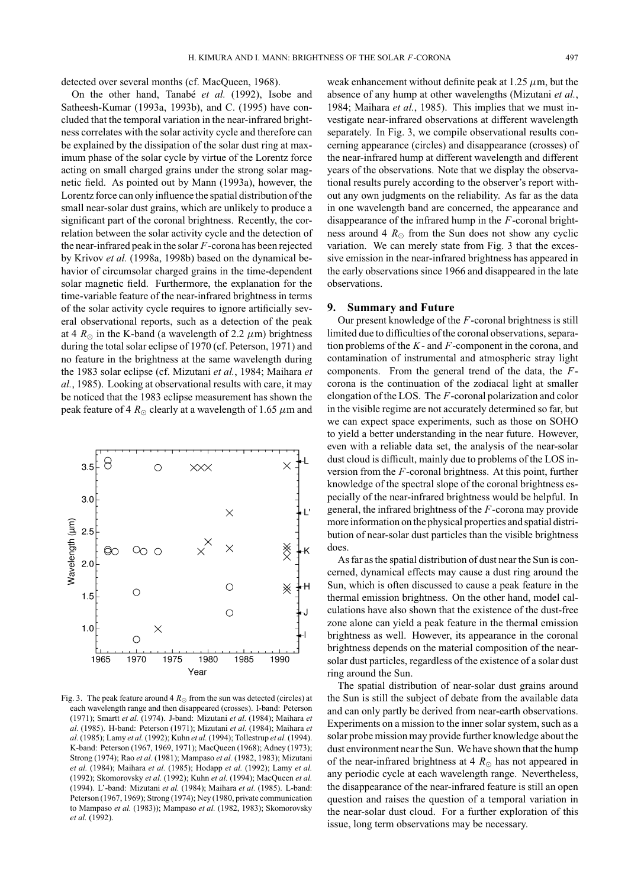detected over several months (cf. MacQueen, 1968).

On the other hand, Tanabé *et al.* (1992), Isobe and Satheesh-Kumar (1993a, 1993b), and C. (1995) have concluded that the temporal variation in the near-infrared brightness correlates with the solar activity cycle and therefore can be explained by the dissipation of the solar dust ring at maximum phase of the solar cycle by virtue of the Lorentz force acting on small charged grains under the strong solar magnetic field. As pointed out by Mann (1993a), however, the Lorentz force can only influence the spatial distribution of the small near-solar dust grains, which are unlikely to produce a significant part of the coronal brightness. Recently, the correlation between the solar activity cycle and the detection of the near-infrared peak in the solar $F$-corona has been rejected by Krivov *et al.* (1998a, 1998b) based on the dynamical behavior of circumsolar charged grains in the time-dependent solar magnetic field. Furthermore, the explanation for the time-variable feature of the near-infrared brightness in terms of the solar activity cycle requires to ignore artificially several observational reports, such as a detection of the peak at 4 $R_\odot$ in the K-band (a wavelength of 2.2 $\mu$m) brightness during the total solar eclipse of 1970 (cf. Peterson, 1971) and no feature in the brightness at the same wavelength during the 1983 solar eclipse (cf. Mizutani *et al.*, 1984; Maihara *et al.*, 1985). Looking at observational results with care, it may be noticed that the 1983 eclipse measurement has shown the peak feature of 4 $R_\odot$ clearly at a wavelength of 1.65 $\mu$m and weak enhancement without definite peak at 1.25 $\mu$m, but the absence of any hump at other wavelengths (Mizutani *et al.*, 1984; Maihara *et al.*, 1985). This implies that we must investigate near-infrared observations at different wavelength separately. In Fig. 3, we compile observational results concerning appearance (circles) and disappearance (crosses) of the near-infrared hump at different wavelength and different years of the observations. Note that we display the observational results purely according to the observer's report without any own judgments on the reliability. As far as the data in one wavelength band are concerned, the appearance and disappearance of the infrared hump in the $F$-coronal brightness around 4 $R_\odot$ from the Sun does not show any cyclic variation. We can merely state from Fig. 3 that the excessive emission in the near-infrared brightness has appeared in the early observations since 1966 and disappeared in the late observations.

Wavelength (μm)
3.5
3.0
2.5
2.0
1.5
1.0
1965 1970 1975 1980 1985 1990
Year
L
L'
K
H
J
I

Fig. 3. The peak feature around 4 $R_\odot$ from the sun was detected (circles) at each wavelength range and then disappeared (crosses). I-band: Peterson (1971); Smartt *et al.* (1974). J-band: Mizutani *et al.* (1984); Maihara *et al.* (1985). H-band: Peterson (1971); Mizutani *et al.* (1984); Maihara *et al.* (1985); Lamy *et al.* (1992); Kuhn *et al.* (1994); Tollestrup *et al.* (1994). K-band: Peterson (1967, 1969, 1971); MacQueen (1968); Adney (1973); Strong (1974); Rao *et al.* (1981); Mampaso *et al.* (1982, 1983); Mizutani *et al.* (1984); Maihara *et al.* (1985); Hodapp *et al.* (1992); Lamy *et al.* (1992); Skomorovsky *et al.* (1992); Kuhn *et al.* (1994); MacQueen *et al.* (1994). L'-band: Mizutani *et al.* (1984); Maihara *et al.* (1985). L-band: Peterson (1967, 1969); Strong (1974); Ney (1980, private communication to Mampaso *et al.* (1983)); Mampaso *et al.* (1982, 1983); Skomorovsky *et al.* (1992).

## 9. Summary and Future

Our present knowledge of the $F$-coronal brightness is still limited due to difficulties of the coronal observations, separation problems of the $K$- and $F$-component in the corona, and contamination of instrumental and atmospheric stray light components. From the general trend of the data, the $F$-corona is the continuation of the zodiacal light at smaller elongation of the LOS. The $F$-coronal polarization and color in the visible regime are not accurately determined so far, but we can expect space experiments, such as those on SOHO to yield a better understanding in the near future. However, even with a reliable data set, the analysis of the near-solar dust cloud is difficult, mainly due to problems of the LOS inversion from the $F$-coronal brightness. At this point, further knowledge of the spectral slope of the coronal brightness especially of the near-infrared brightness would be helpful. In general, the infrared brightness of the $F$-corona may provide more information on the physical properties and spatial distribution of near-solar dust particles than the visible brightness does.

As far as the spatial distribution of dust near the Sun is concerned, dynamical effects may cause a dust ring around the Sun, which is often discussed to cause a peak feature in the thermal emission brightness. On the other hand, model calculations have also shown that the existence of the dust-free zone alone can yield a peak feature in the thermal emission brightness as well. However, its appearance in the coronal brightness depends on the material composition of the near-solar dust particles, regardless of the existence of a solar dust ring around the Sun.

The spatial distribution of near-solar dust grains around the Sun is still the subject of debate from the available data and can only partly be derived from near-earth observations. Experiments on a mission to the inner solar system, such as a solar probe mission may provide further knowledge about the dust environment near the Sun. We have shown that the hump of the near-infrared brightness at 4 $R_\odot$ has not appeared in any periodic cycle at each wavelength range. Nevertheless, the disappearance of the near-infrared feature is still an open question and raises the question of a temporal variation in the near-solar dust cloud. For a further exploration of this issue, long term observations may be necessary.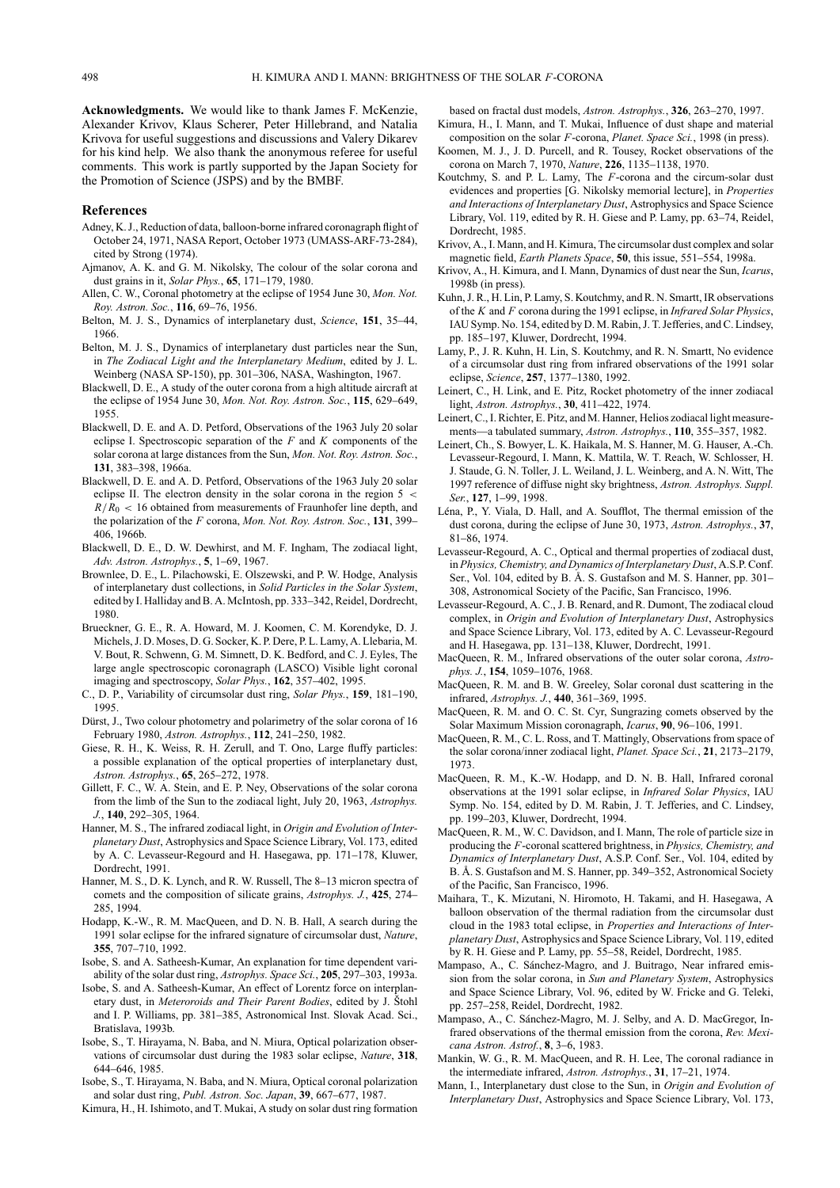**Acknowledgments.** We would like to thank James F. McKenzie, Alexander Krivov, Klaus Scherer, Peter Hillebrand, and Natalia Krivova for useful suggestions and discussions and Valery Dikarev for his kind help. We also thank the anonymous referee for useful comments. This work is partly supported by the Japan Society for the Promotion of Science (JSPS) and by the BMBF.

## References

Adney, K. J., Reduction of data, balloon-borne infrared coronagraph flight of October 24, 1971, NASA Report, October 1973 (UMASS-ARF-73-284), cited by Strong (1974).

Ajmanov, A. K. and G. M. Nikolsky, The colour of the solar corona and dust grains in it, *Solar Phys.*, **65**, 171–179, 1980.

Allen, C. W., Coronal photometry at the eclipse of 1954 June 30, *Mon. Not. Roy. Astron. Soc.*, **116**, 69–76, 1956.

Belton, M. J. S., Dynamics of interplanetary dust, *Science*, **151**, 35–44, 1966.

Belton, M. J. S., Dynamics of interplanetary dust particles near the Sun, in *The Zodiacal Light and the Interplanetary Medium*, edited by J. L. Weinberg (NASA SP-150), pp. 301–306, NASA, Washington, 1967.

Blackwell, D. E., A study of the outer corona from a high altitude aircraft at the eclipse of 1954 June 30, *Mon. Not. Roy. Astron. Soc.*, **115**, 629–649, 1955.

Blackwell, D. E. and A. D. Petford, Observations of the 1963 July 20 solar eclipse I. Spectroscopic separation of the $F$ and $K$ components of the solar corona at large distances from the Sun, *Mon. Not. Roy. Astron. Soc.*, **131**, 383–398, 1966a.

Blackwell, D. E. and A. D. Petford, Observations of the 1963 July 20 solar eclipse II. The electron density in the solar corona in the region $5 < R/R_0 < 16$ obtained from measurements of Fraunhofer line depth, and the polarization of the $F$ corona, *Mon. Not. Roy. Astron. Soc.*, **131**, 399–406, 1966b.

Blackwell, D. E., D. W. Dewhirst, and M. F. Ingham, The zodiacal light, *Adv. Astron. Astrophys.*, **5**, 1–69, 1967.

Brownlee, D. E., L. Pilachowski, E. Olszewski, and P. W. Hodge, Analysis of interplanetary dust collections, in *Solid Particles in the Solar System*, edited by I. Halliday and B. A. McIntosh, pp. 333–342, Reidel, Dordrecht, 1980.

Brueckner, G. E., R. A. Howard, M. J. Koomen, C. M. Korendyke, D. J. Michels, J. D. Moses, D. G. Socker, K. P. Dere, P. L. Lamy, A. Llebaria, M. V. Bout, R. Schwenn, G. M. Simnett, D. K. Bedford, and C. J. Eyles, The large angle spectroscopic coronagraph (LASCO) Visible light coronal imaging and spectroscopy, *Solar Phys.*, **162**, 357–402, 1995.

C., D. P., Variability of circumsolar dust ring, *Solar Phys.*, **159**, 181–190, 1995.

Dürst, J., Two colour photometry and polarimetry of the solar corona of 16 February 1980, *Astron. Astrophys.*, **112**, 241–250, 1982.

Giese, R. H., K. Weiss, R. H. Zerull, and T. Ono, Large fluffy particles: a possible explanation of the optical properties of interplanetary dust, *Astron. Astrophys.*, **65**, 265–272, 1978.

Gillett, F. C., W. A. Stein, and E. P. Ney, Observations of the solar corona from the limb of the Sun to the zodiacal light, July 20, 1963, *Astrophys. J.*, **140**, 292–305, 1964.

Hanner, M. S., The infrared zodiacal light, in *Origin and Evolution of Interplanetary Dust*, Astrophysics and Space Science Library, Vol. 173, edited by A. C. Levasseur-Regourd and H. Hasegawa, pp. 171–178, Kluwer, Dordrecht, 1991.

Hanner, M. S., D. K. Lynch, and R. W. Russell, The 8–13 micron spectra of comets and the composition of silicate grains, *Astrophys. J.*, **425**, 274–285, 1994.

Hodapp, K.-W., R. M. MacQueen, and D. N. B. Hall, A search during the 1991 solar eclipse for the infrared signature of circumsolar dust, *Nature*, **355**, 707–710, 1992.

Isobe, S. and A. Satheesh-Kumar, An explanation for time dependent variability of the solar dust ring, *Astrophys. Space Sci.*, **205**, 297–303, 1993a.

Isobe, S. and A. Satheesh-Kumar, An effect of Lorentz force on interplanetary dust, in *Meteroroids and Their Parent Bodies*, edited by J. Štohl and I. P. Williams, pp. 381–385, Astronomical Inst. Slovak Acad. Sci., Bratislava, 1993b.

Isobe, S., T. Hirayama, N. Baba, and N. Miura, Optical polarization observations of circumsolar dust during the 1983 solar eclipse, *Nature*, **318**, 644–646, 1985.

Isobe, S., T. Hirayama, N. Baba, and N. Miura, Optical coronal polarization and solar dust ring, *Publ. Astron. Soc. Japan*, **39**, 667–677, 1987.

Kimura, H., H. Ishimoto, and T. Mukai, A study on solar dust ring formation based on fractal dust models, *Astron. Astrophys.*, **326**, 263–270, 1997.

Kimura, H., I. Mann, and T. Mukai, Influence of dust shape and material composition on the solar $F$-corona, *Planet. Space Sci.*, 1998 (in press).

Koomen, M. J., J. D. Purcell, and R. Tousey, Rocket observations of the corona on March 7, 1970, *Nature*, **226**, 1135–1138, 1970.

Koutchmy, S. and P. L. Lamy, The $F$-corona and the circum-solar dust evidences and properties [G. Nikolsky memorial lecture], in *Properties and Interactions of Interplanetary Dust*, Astrophysics and Space Science Library, Vol. 119, edited by R. H. Giese and P. Lamy, pp. 63–74, Reidel, Dordrecht, 1985.

Krivov, A., I. Mann, and H. Kimura, The circumsolar dust complex and solar magnetic field, *Earth Planets Space*, **50**, this issue, 551–554, 1998a.

Krivov, A., H. Kimura, and I. Mann, Dynamics of dust near the Sun, *Icarus*, 1998b (in press).

Kuhn, J. R., H. Lin, P. Lamy, S. Koutchmy, and R. N. Smartt, IR observations of the $K$ and $F$ corona during the 1991 eclipse, in *Infrared Solar Physics*, IAU Symp. No. 154, edited by D. M. Rabin, J. T. Jefferies, and C. Lindsey, pp. 185–197, Kluwer, Dordrecht, 1994.

Lamy, P., J. R. Kuhn, H. Lin, S. Koutchmy, and R. N. Smartt, No evidence of a circumsolar dust ring from infrared observations of the 1991 solar eclipse, *Science*, **257**, 1377–1380, 1992.

Leinert, C., H. Link, and E. Pitz, Rocket photometry of the inner zodiacal light, *Astron. Astrophys.*, **30**, 411–422, 1974.

Leinert, C., I. Richter, E. Pitz, and M. Hanner, Helios zodiacal light measurements—a tabulated summary, *Astron. Astrophys.*, **110**, 355–357, 1982.

Leinert, Ch., S. Bowyer, L. K. Haikala, M. S. Hanner, M. G. Hauser, A.-Ch. Levasseur-Regourd, I. Mann, K. Mattila, W. T. Reach, W. Schlosser, H. J. Staude, G. N. Toller, J. L. Weiland, J. L. Weinberg, and A. N. Witt, The 1997 reference of diffuse night sky brightness, *Astron. Astrophys. Suppl. Ser.*, **127**, 1–99, 1998.

Léna, P., Y. Viala, D. Hall, and A. Soufflot, The thermal emission of the dust corona, during the eclipse of June 30, 1973, *Astron. Astrophys.*, **37**, 81–86, 1974.

Levasseur-Regourd, A. C., Optical and thermal properties of zodiacal dust, in *Physics, Chemistry, and Dynamics of Interplanetary Dust*, A.S.P. Conf. Ser., Vol. 104, edited by B. Å. S. Gustafson and M. S. Hanner, pp. 301–308, Astronomical Society of the Pacific, San Francisco, 1996.

Levasseur-Regourd, A. C., J. B. Renard, and R. Dumont, The zodiacal cloud complex, in *Origin and Evolution of Interplanetary Dust*, Astrophysics and Space Science Library, Vol. 173, edited by A. C. Levasseur-Regourd and H. Hasegawa, pp. 131–138, Kluwer, Dordrecht, 1991.

MacQueen, R. M., Infrared observations of the outer solar corona, *Astrophys. J.*, **154**, 1059–1076, 1968.

MacQueen, R. M. and B. W. Greeley, Solar coronal dust scattering in the infrared, *Astrophys. J.*, **440**, 361–369, 1995.

MacQueen, R. M. and O. C. St. Cyr, Sungrazing comets observed by the Solar Maximum Mission coronagraph, *Icarus*, **90**, 96–106, 1991.

MacQueen, R. M., C. L. Ross, and T. Mattingly, Observations from space of the solar corona/inner zodiacal light, *Planet. Space Sci.*, **21**, 2173–2179, 1973.

MacQueen, R. M., K.-W. Hodapp, and D. N. B. Hall, Infrared coronal observations at the 1991 solar eclipse, in *Infrared Solar Physics*, IAU Symp. No. 154, edited by D. M. Rabin, J. T. Jefferies, and C. Lindsey, pp. 199–203, Kluwer, Dordrecht, 1994.

MacQueen, R. M., W. C. Davidson, and I. Mann, The role of particle size in producing the $F$-coronal scattered brightness, in *Physics, Chemistry, and Dynamics of Interplanetary Dust*, A.S.P. Conf. Ser., Vol. 104, edited by B. Å. S. Gustafson and M. S. Hanner, pp. 349–352, Astronomical Society of the Pacific, San Francisco, 1996.

Maihara, T., K. Mizutani, N. Hiromoto, H. Takami, and H. Hasegawa, A balloon observation of the thermal radiation from the circumsolar dust cloud in the 1983 total eclipse, in *Properties and Interactions of Interplanetary Dust*, Astrophysics and Space Science Library, Vol. 119, edited by R. H. Giese and P. Lamy, pp. 55–58, Reidel, Dordrecht, 1985.

Mampaso, A., C. Sánchez-Magro, and J. Buitrago, Near infrared emission from the solar corona, in *Sun and Planetary System*, Astrophysics and Space Science Library, Vol. 96, edited by W. Fricke and G. Teleki, pp. 257–258, Reidel, Dordrecht, 1982.

Mampaso, A., C. Sánchez-Magro, M. J. Selby, and A. D. MacGregor, Infrared observations of the thermal emission from the corona, *Rev. Mexicana Astron. Astrof.*, **8**, 3–6, 1983.

Mankin, W. G., R. M. MacQueen, and R. H. Lee, The coronal radiance in the intermediate infrared, *Astron. Astrophys.*, **31**, 17–21, 1974.

Mann, I., Interplanetary dust close to the Sun, in *Origin and Evolution of Interplanetary Dust*, Astrophysics and Space Science Library, Vol. 173,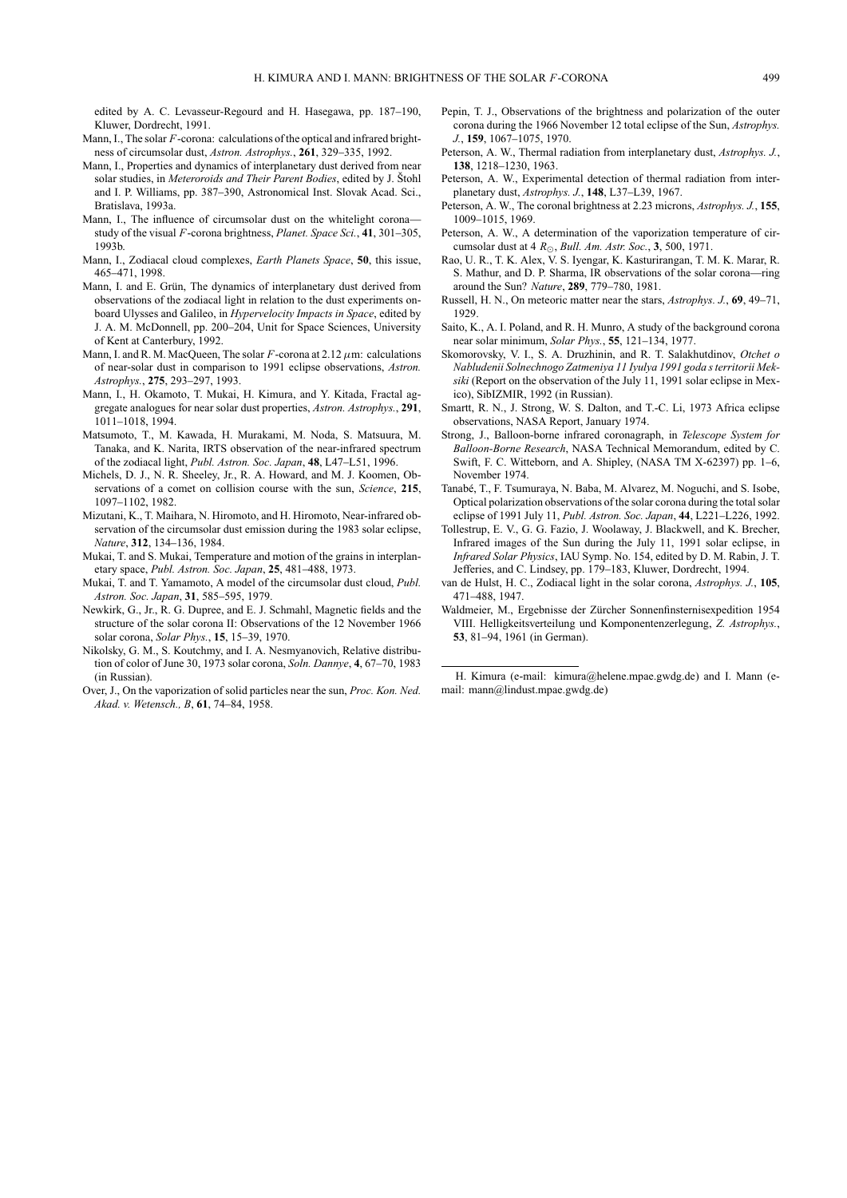edited by A. C. Levasseur-Regourd and H. Hasegawa, pp. 187–190, Kluwer, Dordrecht, 1991.

Mann, I., The solar *F*-corona: calculations of the optical and infrared brightness of circumsolar dust, *Astron. Astrophys.*, **261**, 329–335, 1992.

Mann, I., Properties and dynamics of interplanetary dust derived from near solar studies, in *Meteroroids and Their Parent Bodies*, edited by J. Štohl and I. P. Williams, pp. 387–390, Astronomical Inst. Slovak Acad. Sci., Bratislava, 1993a.

Mann, I., The influence of circumsolar dust on the whitelight corona—study of the visual *F*-corona brightness, *Planet. Space Sci.*, **41**, 301–305, 1993b.

Mann, I., Zodiacal cloud complexes, *Earth Planets Space*, **50**, this issue, 465–471, 1998.

Mann, I. and E. Grün, The dynamics of interplanetary dust derived from observations of the zodiacal light in relation to the dust experiments onboard Ulysses and Galileo, in *Hypervelocity Impacts in Space*, edited by J. A. M. McDonnell, pp. 200–204, Unit for Space Sciences, University of Kent at Canterbury, 1992.

Mann, I. and R. M. MacQueen, The solar *F*-corona at 2.12 $\mu$m: calculations of near-solar dust in comparison to 1991 eclipse observations, *Astron. Astrophys.*, **275**, 293–297, 1993.

Mann, I., H. Okamoto, T. Mukai, H. Kimura, and Y. Kitada, Fractal aggregate analogues for near solar dust properties, *Astron. Astrophys.*, **291**, 1011–1018, 1994.

Matsumoto, T., M. Kawada, H. Murakami, M. Noda, S. Matsuura, M. Tanaka, and K. Narita, IRTS observation of the near-infrared spectrum of the zodiacal light, *Publ. Astron. Soc. Japan*, **48**, L47–L51, 1996.

Michels, D. J., N. R. Sheeley, Jr., R. A. Howard, and M. J. Koomen, Observations of a comet on collision course with the sun, *Science*, **215**, 1097–1102, 1982.

Mizutani, K., T. Maihara, N. Hiromoto, and H. Hiromoto, Near-infrared observation of the circumsolar dust emission during the 1983 solar eclipse, *Nature*, **312**, 134–136, 1984.

Mukai, T. and S. Mukai, Temperature and motion of the grains in interplanetary space, *Publ. Astron. Soc. Japan*, **25**, 481–488, 1973.

Mukai, T. and T. Yamamoto, A model of the circumsolar dust cloud, *Publ. Astron. Soc. Japan*, **31**, 585–595, 1979.

Newkirk, G., Jr., R. G. Dupree, and E. J. Schmahl, Magnetic fields and the structure of the solar corona II: Observations of the 12 November 1966 solar corona, *Solar Phys.*, **15**, 15–39, 1970.

Nikolsky, G. M., S. Koutchmy, and I. A. Nesmyanovich, Relative distribution of color of June 30, 1973 solar corona, *Soln. Dannye*, **4**, 67–70, 1983 (in Russian).

Over, J., On the vaporization of solid particles near the sun, *Proc. Kon. Ned. Akad. v. Wetensch., B*, **61**, 74–84, 1958.

Pepin, T. J., Observations of the brightness and polarization of the outer corona during the 1966 November 12 total eclipse of the Sun, *Astrophys. J.*, **159**, 1067–1075, 1970.

Peterson, A. W., Thermal radiation from interplanetary dust, *Astrophys. J.*, **138**, 1218–1230, 1963.

Peterson, A. W., Experimental detection of thermal radiation from interplanetary dust, *Astrophys. J.*, **148**, L37–L39, 1967.

Peterson, A. W., The coronal brightness at 2.23 microns, *Astrophys. J.*, **155**, 1009–1015, 1969.

Peterson, A. W., A determination of the vaporization temperature of circumsolar dust at 4 $R_\odot$, *Bull. Am. Astr. Soc.*, **3**, 500, 1971.

Rao, U. R., T. K. Alex, V. S. Iyengar, K. Kasturirangan, T. M. K. Marar, R. S. Mathur, and D. P. Sharma, IR observations of the solar corona—ring around the Sun? *Nature*, **289**, 779–780, 1981.

Russell, H. N., On meteoric matter near the stars, *Astrophys. J.*, **69**, 49–71, 1929.

Saito, K., A. I. Poland, and R. H. Munro, A study of the background corona near solar minimum, *Solar Phys.*, **55**, 121–134, 1977.

Skomorovsky, V. I., S. A. Druzhinin, and R. T. Salakhutdinov, *Otchet o Nabludenii Solnechnogo Zatmeniya 11 Iyulya 1991 goda s territorii Meksiki* (Report on the observation of the July 11, 1991 solar eclipse in Mexico), SibIZMIR, 1992 (in Russian).

Smartt, R. N., J. Strong, W. S. Dalton, and T.-C. Li, 1973 Africa eclipse observations, NASA Report, January 1974.

Strong, J., Balloon-borne infrared coronagraph, in *Telescope System for Balloon-Borne Research*, NASA Technical Memorandum, edited by C. Swift, F. C. Witteborn, and A. Shipley, (NASA TM X-62397) pp. 1–6, November 1974.

Tanabé, T., F. Tsumuraya, N. Baba, M. Alvarez, M. Noguchi, and S. Isobe, Optical polarization observations of the solar corona during the total solar eclipse of 1991 July 11, *Publ. Astron. Soc. Japan*, **44**, L221–L226, 1992.

Tollestrup, E. V., G. G. Fazio, J. Woolaway, J. Blackwell, and K. Brecher, Infrared images of the Sun during the July 11, 1991 solar eclipse, in *Infrared Solar Physics*, IAU Symp. No. 154, edited by D. M. Rabin, J. T. Jefferies, and C. Lindsey, pp. 179–183, Kluwer, Dordrecht, 1994.

van de Hulst, H. C., Zodiacal light in the solar corona, *Astrophys. J.*, **105**, 471–488, 1947.

Waldmeier, M., Ergebnisse der Zürcher Sonnenfinsternisexpedition 1954 VIII. Helligkeitsverteilung und Komponentenzerlegung, *Z. Astrophys.*, **53**, 81–94, 1961 (in German).

---

H. Kimura (e-mail: kimura@helene.mpae.gwdg.de) and I. Mann (e-mail: mann@lindust.mpae.gwdg.de)